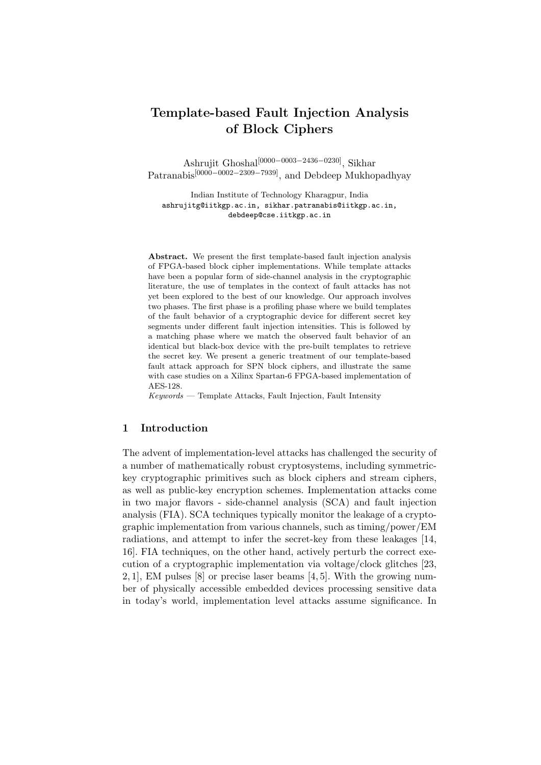# Template-based Fault Injection Analysis of Block Ciphers

Ashrujit Ghoshal[0000−0003−2436−0230], Sikhar Patranabis[0000−0002−2309−7939], and Debdeep Mukhopadhyay

Indian Institute of Technology Kharagpur, India
ashrujitg@iitkgp.ac.in, sikhar.patranabis@iitkgp.ac.in, debdeep@cse.iitkgp.ac.in

**Abstract.** We present the first template-based fault injection analysis of FPGA-based block cipher implementations. While template attacks have been a popular form of side-channel analysis in the cryptographic literature, the use of templates in the context of fault attacks has not yet been explored to the best of our knowledge. Our approach involves two phases. The first phase is a profiling phase where we build templates of the fault behavior of a cryptographic device for different secret key segments under different fault injection intensities. This is followed by a matching phase where we match the observed fault behavior of an identical but black-box device with the pre-built templates to retrieve the secret key. We present a generic treatment of our template-based fault attack approach for SPN block ciphers, and illustrate the same with case studies on a Xilinx Spartan-6 FPGA-based implementation of AES-128.

*Keywords* — Template Attacks, Fault Injection, Fault Intensity

## 1 Introduction

The advent of implementation-level attacks has challenged the security of a number of mathematically robust cryptosystems, including symmetric-key cryptographic primitives such as block ciphers and stream ciphers, as well as public-key encryption schemes. Implementation attacks come in two major flavors - side-channel analysis (SCA) and fault injection analysis (FIA). SCA techniques typically monitor the leakage of a cryptographic implementation from various channels, such as timing/power/EM radiations, and attempt to infer the secret-key from these leakages [14, 16]. FIA techniques, on the other hand, actively perturb the correct execution of a cryptographic implementation via voltage/clock glitches [23, 2, 1], EM pulses [8] or precise laser beams [4, 5]. With the growing number of physically accessible embedded devices processing sensitive data in today's world, implementation level attacks assume significance. In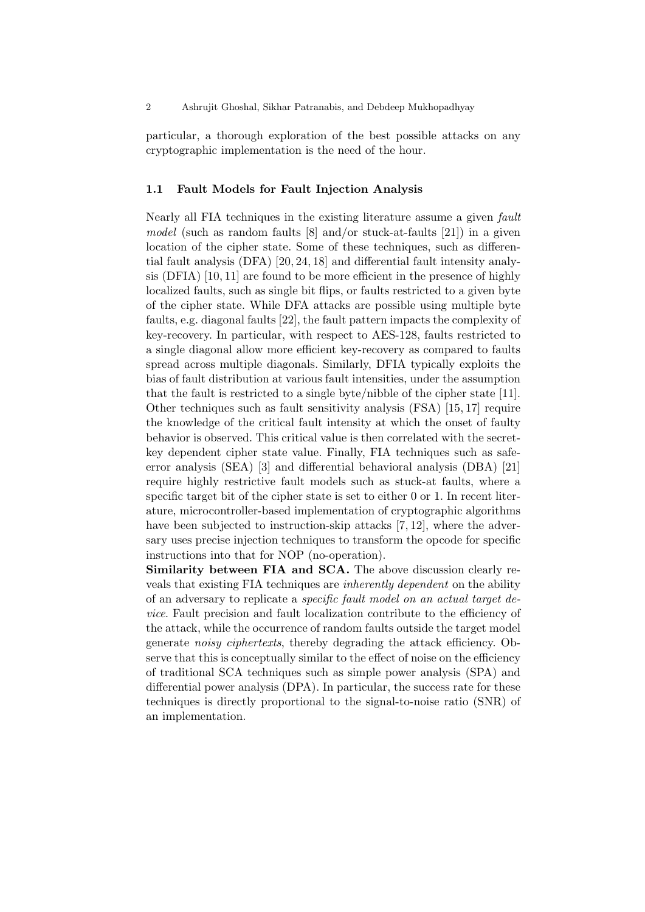particular, a thorough exploration of the best possible attacks on any cryptographic implementation is the need of the hour.

### 1.1 Fault Models for Fault Injection Analysis

Nearly all FIA techniques in the existing literature assume a given *fault model* (such as random faults [8] and/or stuck-at-faults [21]) in a given location of the cipher state. Some of these techniques, such as differential fault analysis (DFA) [20, 24, 18] and differential fault intensity analysis (DFIA) [10, 11] are found to be more efficient in the presence of highly localized faults, such as single bit flips, or faults restricted to a given byte of the cipher state. While DFA attacks are possible using multiple byte faults, e.g. diagonal faults [22], the fault pattern impacts the complexity of key-recovery. In particular, with respect to AES-128, faults restricted to a single diagonal allow more efficient key-recovery as compared to faults spread across multiple diagonals. Similarly, DFIA typically exploits the bias of fault distribution at various fault intensities, under the assumption that the fault is restricted to a single byte/nibble of the cipher state [11]. Other techniques such as fault sensitivity analysis (FSA) [15, 17] require the knowledge of the critical fault intensity at which the onset of faulty behavior is observed. This critical value is then correlated with the secret-key dependent cipher state value. Finally, FIA techniques such as safe-error analysis (SEA) [3] and differential behavioral analysis (DBA) [21] require highly restrictive fault models such as stuck-at faults, where a specific target bit of the cipher state is set to either 0 or 1. In recent literature, microcontroller-based implementation of cryptographic algorithms have been subjected to instruction-skip attacks [7, 12], where the adversary uses precise injection techniques to transform the opcode for specific instructions into that for NOP (no-operation).

**Similarity between FIA and SCA.** The above discussion clearly reveals that existing FIA techniques are *inherently dependent* on the ability of an adversary to replicate a *specific fault model on an actual target device*. Fault precision and fault localization contribute to the efficiency of the attack, while the occurrence of random faults outside the target model generate *noisy ciphertexts*, thereby degrading the attack efficiency. Observe that this is conceptually similar to the effect of noise on the efficiency of traditional SCA techniques such as simple power analysis (SPA) and differential power analysis (DPA). In particular, the success rate for these techniques is directly proportional to the signal-to-noise ratio (SNR) of an implementation.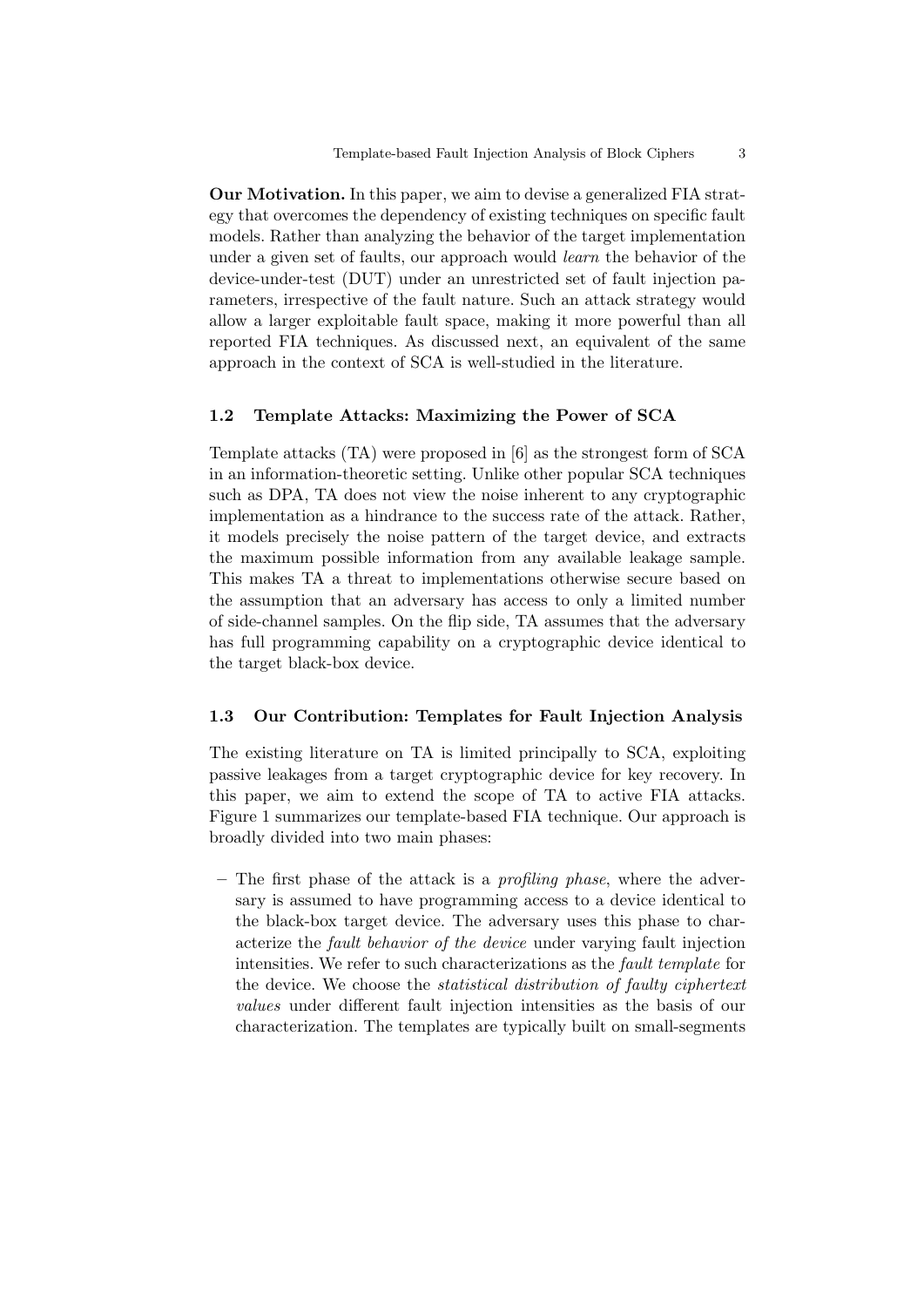**Our Motivation.** In this paper, we aim to devise a generalized FIA strategy that overcomes the dependency of existing techniques on specific fault models. Rather than analyzing the behavior of the target implementation under a given set of faults, our approach would *learn* the behavior of the device-under-test (DUT) under an unrestricted set of fault injection parameters, irrespective of the fault nature. Such an attack strategy would allow a larger exploitable fault space, making it more powerful than all reported FIA techniques. As discussed next, an equivalent of the same approach in the context of SCA is well-studied in the literature.

### 1.2 Template Attacks: Maximizing the Power of SCA

Template attacks (TA) were proposed in [6] as the strongest form of SCA in an information-theoretic setting. Unlike other popular SCA techniques such as DPA, TA does not view the noise inherent to any cryptographic implementation as a hindrance to the success rate of the attack. Rather, it models precisely the noise pattern of the target device, and extracts the maximum possible information from any available leakage sample. This makes TA a threat to implementations otherwise secure based on the assumption that an adversary has access to only a limited number of side-channel samples. On the flip side, TA assumes that the adversary has full programming capability on a cryptographic device identical to the target black-box device.

### 1.3 Our Contribution: Templates for Fault Injection Analysis

The existing literature on TA is limited principally to SCA, exploiting passive leakages from a target cryptographic device for key recovery. In this paper, we aim to extend the scope of TA to active FIA attacks. Figure 1 summarizes our template-based FIA technique. Our approach is broadly divided into two main phases:

- The first phase of the attack is a *profiling phase*, where the adversary is assumed to have programming access to a device identical to the black-box target device. The adversary uses this phase to characterize the *fault behavior of the device* under varying fault injection intensities. We refer to such characterizations as the *fault template* for the device. We choose the *statistical distribution of faulty ciphertext values* under different fault injection intensities as the basis of our characterization. The templates are typically built on small-segments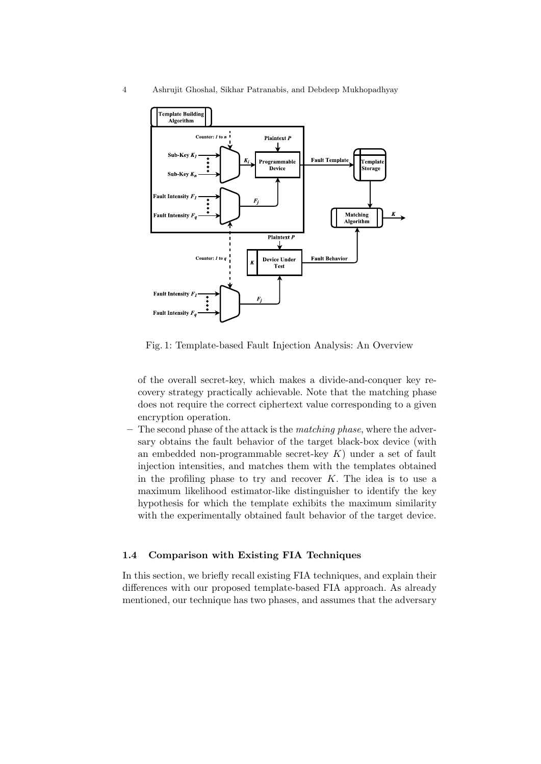Fig. 1: Template-based Fault Injection Analysis: An Overview

of the overall secret-key, which makes a divide-and-conquer key recovery strategy practically achievable. Note that the matching phase does not require the correct ciphertext value corresponding to a given encryption operation.

– The second phase of the attack is the *matching phase*, where the adversary obtains the fault behavior of the target black-box device (with an embedded non-programmable secret-key $K$) under a set of fault injection intensities, and matches them with the templates obtained in the profiling phase to try and recover $K$. The idea is to use a maximum likelihood estimator-like distinguisher to identify the key hypothesis for which the template exhibits the maximum similarity with the experimentally obtained fault behavior of the target device.

### 1.4 Comparison with Existing FIA Techniques

In this section, we briefly recall existing FIA techniques, and explain their differences with our proposed template-based FIA approach. As already mentioned, our technique has two phases, and assumes that the adversary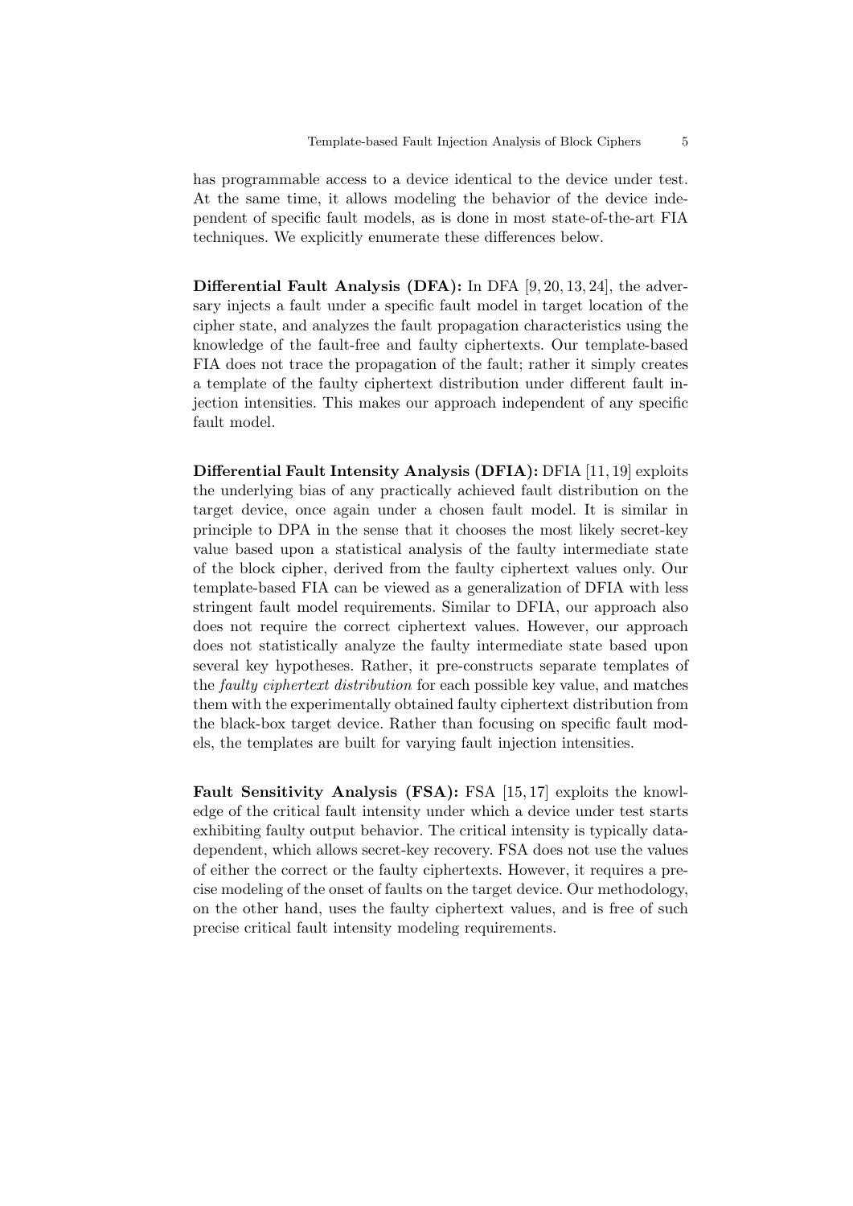has programmable access to a device identical to the device under test. At the same time, it allows modeling the behavior of the device independent of specific fault models, as is done in most state-of-the-art FIA techniques. We explicitly enumerate these differences below.

**Differential Fault Analysis (DFA):** In DFA [9, 20, 13, 24], the adversary injects a fault under a specific fault model in target location of the cipher state, and analyzes the fault propagation characteristics using the knowledge of the fault-free and faulty ciphertexts. Our template-based FIA does not trace the propagation of the fault; rather it simply creates a template of the faulty ciphertext distribution under different fault injection intensities. This makes our approach independent of any specific fault model.

**Differential Fault Intensity Analysis (DFIA):** DFIA [11, 19] exploits the underlying bias of any practically achieved fault distribution on the target device, once again under a chosen fault model. It is similar in principle to DPA in the sense that it chooses the most likely secret-key value based upon a statistical analysis of the faulty intermediate state of the block cipher, derived from the faulty ciphertext values only. Our template-based FIA can be viewed as a generalization of DFIA with less stringent fault model requirements. Similar to DFIA, our approach also does not require the correct ciphertext values. However, our approach does not statistically analyze the faulty intermediate state based upon several key hypotheses. Rather, it pre-constructs separate templates of the *faulty ciphertext distribution* for each possible key value, and matches them with the experimentally obtained faulty ciphertext distribution from the black-box target device. Rather than focusing on specific fault models, the templates are built for varying fault injection intensities.

**Fault Sensitivity Analysis (FSA):** FSA [15, 17] exploits the knowledge of the critical fault intensity under which a device under test starts exhibiting faulty output behavior. The critical intensity is typically data-dependent, which allows secret-key recovery. FSA does not use the values of either the correct or the faulty ciphertexts. However, it requires a precise modeling of the onset of faults on the target device. Our methodology, on the other hand, uses the faulty ciphertext values, and is free of such precise critical fault intensity modeling requirements.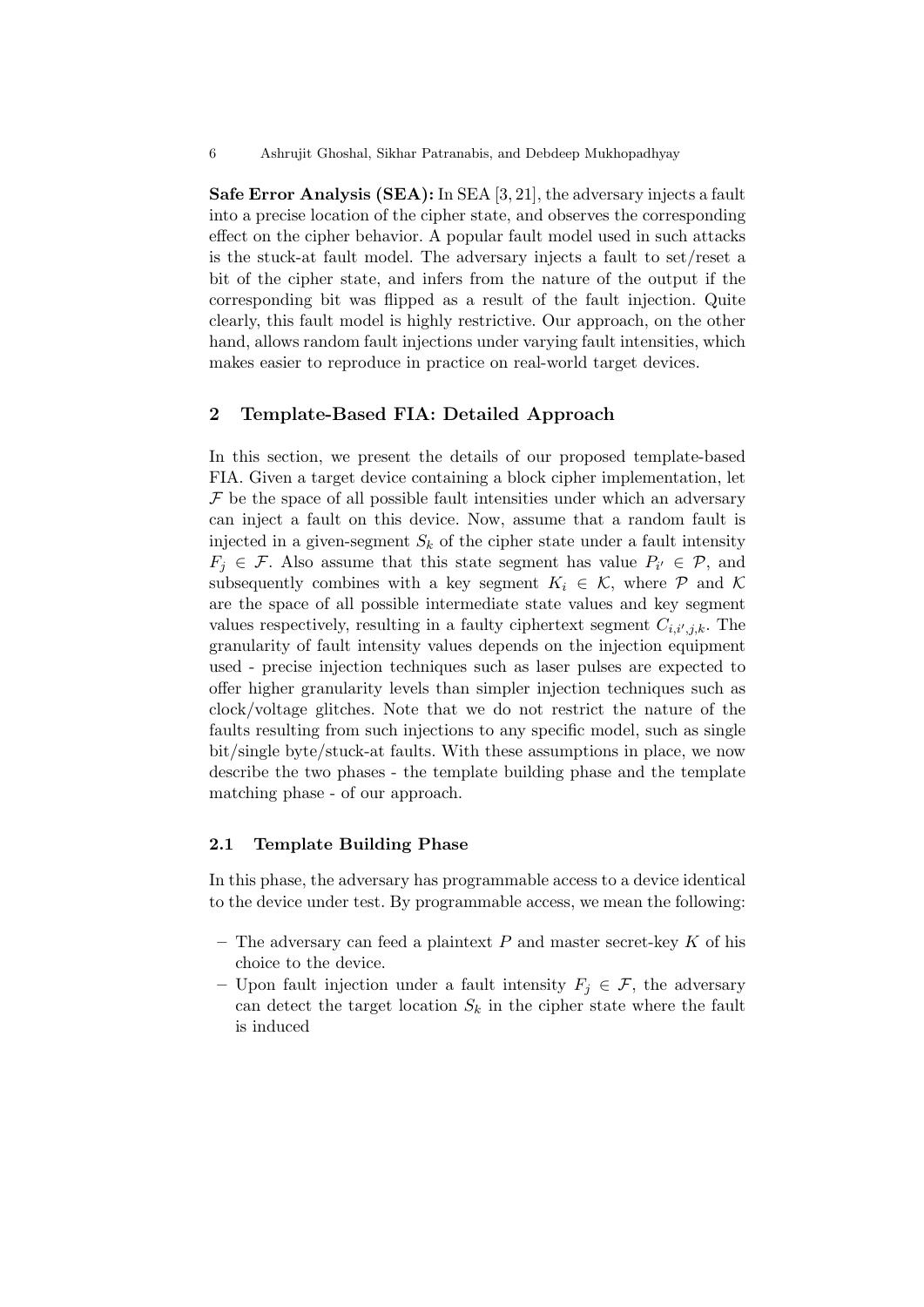**Safe Error Analysis (SEA):** In SEA [3, 21], the adversary injects a fault into a precise location of the cipher state, and observes the corresponding effect on the cipher behavior. A popular fault model used in such attacks is the stuck-at fault model. The adversary injects a fault to set/reset a bit of the cipher state, and infers from the nature of the output if the corresponding bit was flipped as a result of the fault injection. Quite clearly, this fault model is highly restrictive. Our approach, on the other hand, allows random fault injections under varying fault intensities, which makes easier to reproduce in practice on real-world target devices.

## 2 Template-Based FIA: Detailed Approach

In this section, we present the details of our proposed template-based FIA. Given a target device containing a block cipher implementation, let $\mathcal{F}$ be the space of all possible fault intensities under which an adversary can inject a fault on this device. Now, assume that a random fault is injected in a given-segment $S_k$ of the cipher state under a fault intensity $F_j \in \mathcal{F}$. Also assume that this state segment has value $P_{i'} \in \mathcal{P}$, and subsequently combines with a key segment $K_i \in \mathcal{K}$, where $\mathcal{P}$ and $\mathcal{K}$ are the space of all possible intermediate state values and key segment values respectively, resulting in a faulty ciphertext segment $C_{i,i',j,k}$. The granularity of fault intensity values depends on the injection equipment used - precise injection techniques such as laser pulses are expected to offer higher granularity levels than simpler injection techniques such as clock/voltage glitches. Note that we do not restrict the nature of the faults resulting from such injections to any specific model, such as single bit/single byte/stuck-at faults. With these assumptions in place, we now describe the two phases - the template building phase and the template matching phase - of our approach.

### 2.1 Template Building Phase

In this phase, the adversary has programmable access to a device identical to the device under test. By programmable access, we mean the following:

- The adversary can feed a plaintext $P$ and master secret-key $K$ of his choice to the device.
- Upon fault injection under a fault intensity $F_j \in \mathcal{F}$, the adversary can detect the target location $S_k$ in the cipher state where the fault is induced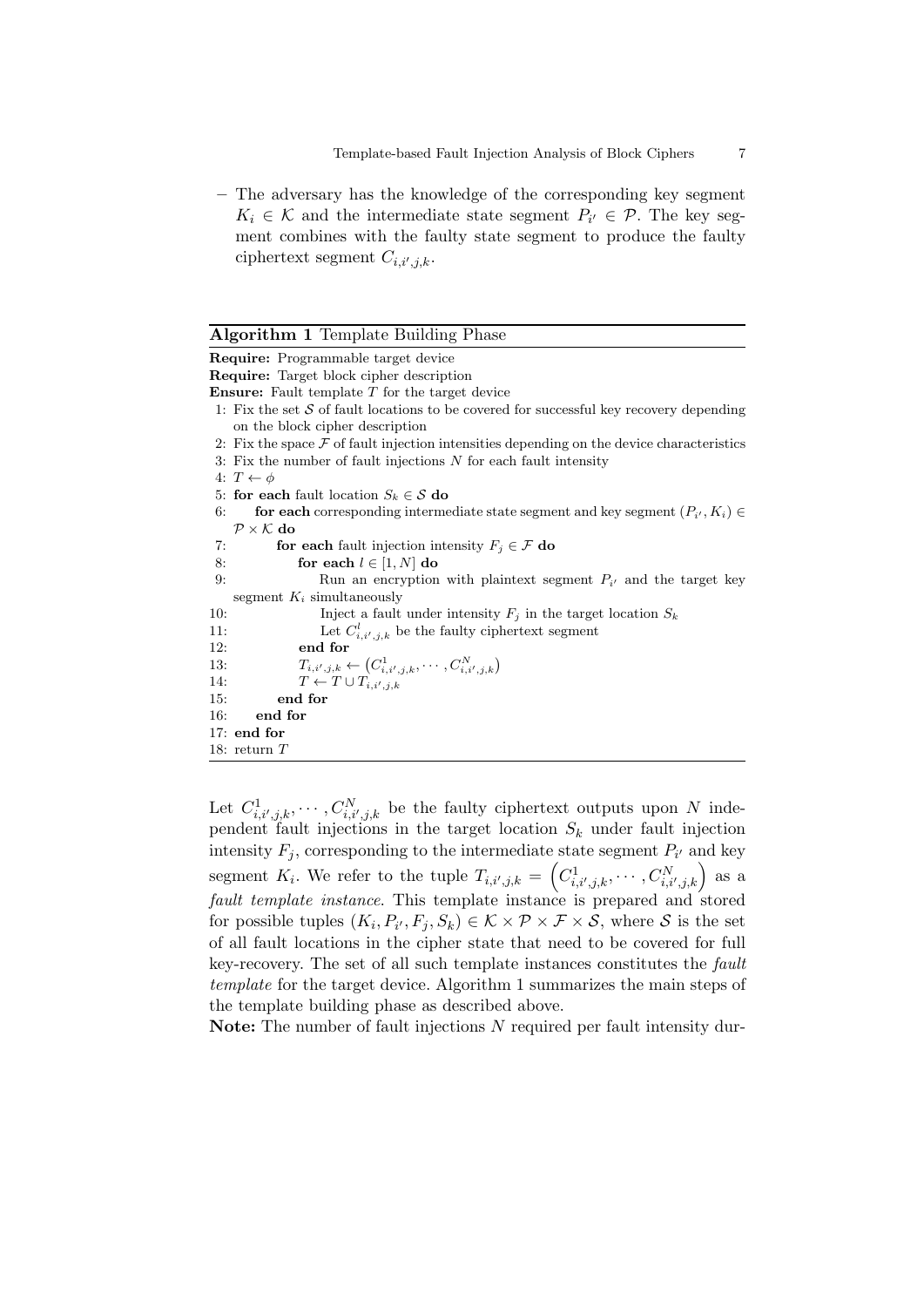– The adversary has the knowledge of the corresponding key segment $K_i \in \mathcal{K}$ and the intermediate state segment $P_{i'} \in \mathcal{P}$. The key segment combines with the faulty state segment to produce the faulty ciphertext segment $C_{i,i',j,k}$.

**Algorithm 1** Template Building Phase

```
Require: Programmable target device
Require: Target block cipher description
Ensure: Fault template T for the target device
 1: Fix the set S of fault locations to be covered for successful key recovery depending
    on the block cipher description
 2: Fix the space F of fault injection intensities depending on the device characteristics
 3: Fix the number of fault injections N for each fault intensity
 4: T ← φ
 5: for each fault location S_k ∈ S do
 6:     for each corresponding intermediate state segment and key segment (P_i', K_i) ∈
    P × K do
 7:         for each fault injection intensity F_j ∈ F do
 8:             for each l ∈ [1, N] do
 9:                 Run an encryption with plaintext segment P_i' and the target key
    segment K_i simultaneously
10:                 Inject a fault under intensity F_j in the target location S_k
11:                 Let C^l_{i,i',j,k} be the faulty ciphertext segment
12:             end for
13:             T_{i,i',j,k} ← (C^1_{i,i',j,k}, ··· , C^N_{i,i',j,k})
14:             T ← T ∪ T_{i,i',j,k}
15:         end for
16:     end for
17: end for
18: return T
```

Let $C^1_{i,i',j,k}, \cdots, C^N_{i,i',j,k}$ be the faulty ciphertext outputs upon $N$ independent fault injections in the target location $S_k$ under fault injection intensity $F_j$, corresponding to the intermediate state segment $P_{i'}$ and key segment $K_i$. We refer to the tuple $T_{i,i',j,k} = \left(C^1_{i,i',j,k}, \cdots, C^N_{i,i',j,k}\right)$ as a *fault template instance*. This template instance is prepared and stored for possible tuples $(K_i, P_{i'}, F_j, S_k) \in \mathcal{K} \times \mathcal{P} \times \mathcal{F} \times \mathcal{S}$, where $\mathcal{S}$ is the set of all fault locations in the cipher state that need to be covered for full key-recovery. The set of all such template instances constitutes the *fault template* for the target device. Algorithm 1 summarizes the main steps of the template building phase as described above.

**Note:** The number of fault injections $N$ required per fault intensity dur-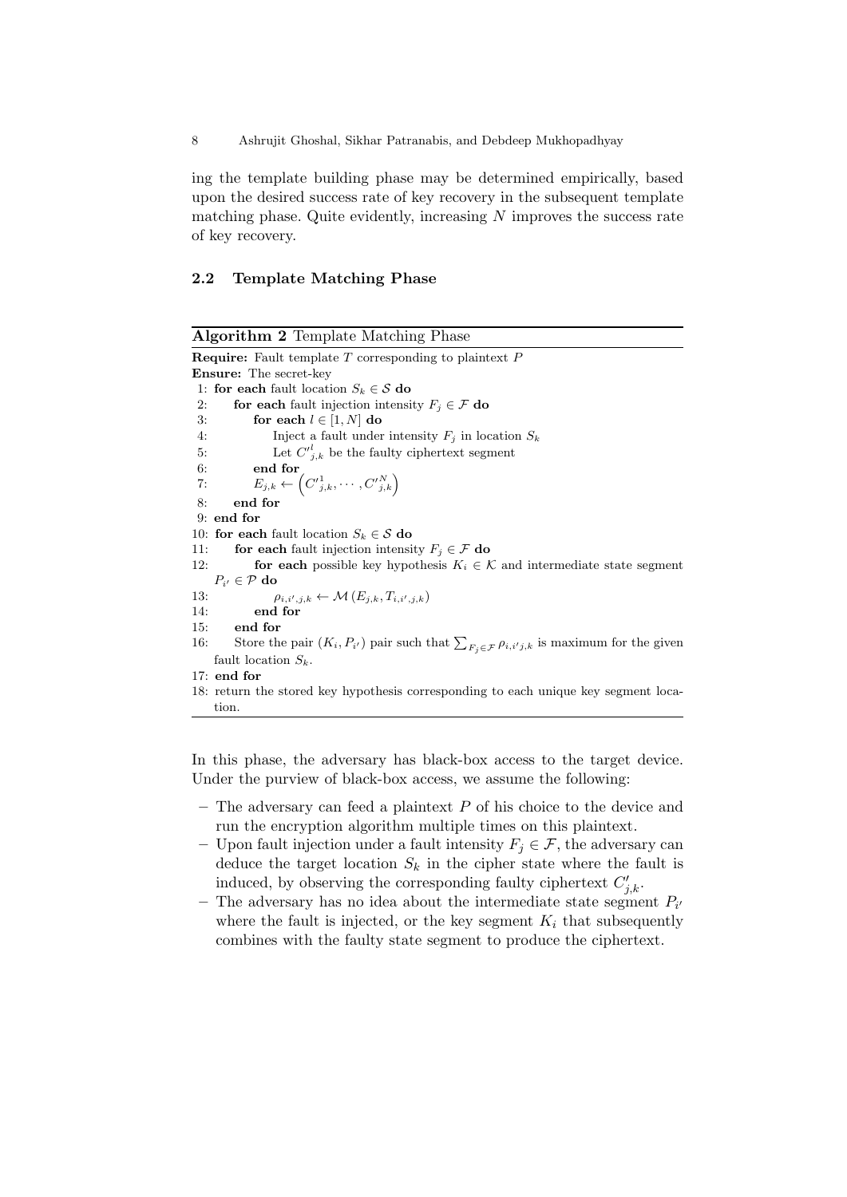ing the template building phase may be determined empirically, based upon the desired success rate of key recovery in the subsequent template matching phase. Quite evidently, increasing $N$ improves the success rate of key recovery.

### 2.2 Template Matching Phase

**Algorithm 2** Template Matching Phase

```
Require: Fault template T corresponding to plaintext P
Ensure: The secret-key
 1: for each fault location S_k ∈ S do
 2:     for each fault injection intensity F_j ∈ F do
 3:         for each l ∈ [1, N] do
 4:             Inject a fault under intensity F_j in location S_k
 5:             Let C'^l_{j,k} be the faulty ciphertext segment
 6:         end for
 7:         E_{j,k} ← (C'^1_{j,k}, ··· , C'^N_{j,k})
 8:     end for
 9: end for
10: for each fault location S_k ∈ S do
11:     for each fault injection intensity F_j ∈ F do
12:         for each possible key hypothesis K_i ∈ K and intermediate state segment
            P_{i'} ∈ P do
13:             ρ_{i,i',j,k} ← M(E_{j,k}, T_{i,i',j,k})
14:         end for
15:     end for
16:     Store the pair (K_i, P_{i'}) pair such that Σ_{F_j ∈ F} ρ_{i,i'j,k} is maximum for the given
        fault location S_k.
17: end for
18: return the stored key hypothesis corresponding to each unique key segment loca-
    tion.
```

In this phase, the adversary has black-box access to the target device. Under the purview of black-box access, we assume the following:

- The adversary can feed a plaintext $P$ of his choice to the device and run the encryption algorithm multiple times on this plaintext.
- Upon fault injection under a fault intensity $F_j \in \mathcal{F}$, the adversary can deduce the target location $S_k$ in the cipher state where the fault is induced, by observing the corresponding faulty ciphertext $C'_{j,k}$.
- The adversary has no idea about the intermediate state segment $P_{i'}$ where the fault is injected, or the key segment $K_i$ that subsequently combines with the faulty state segment to produce the ciphertext.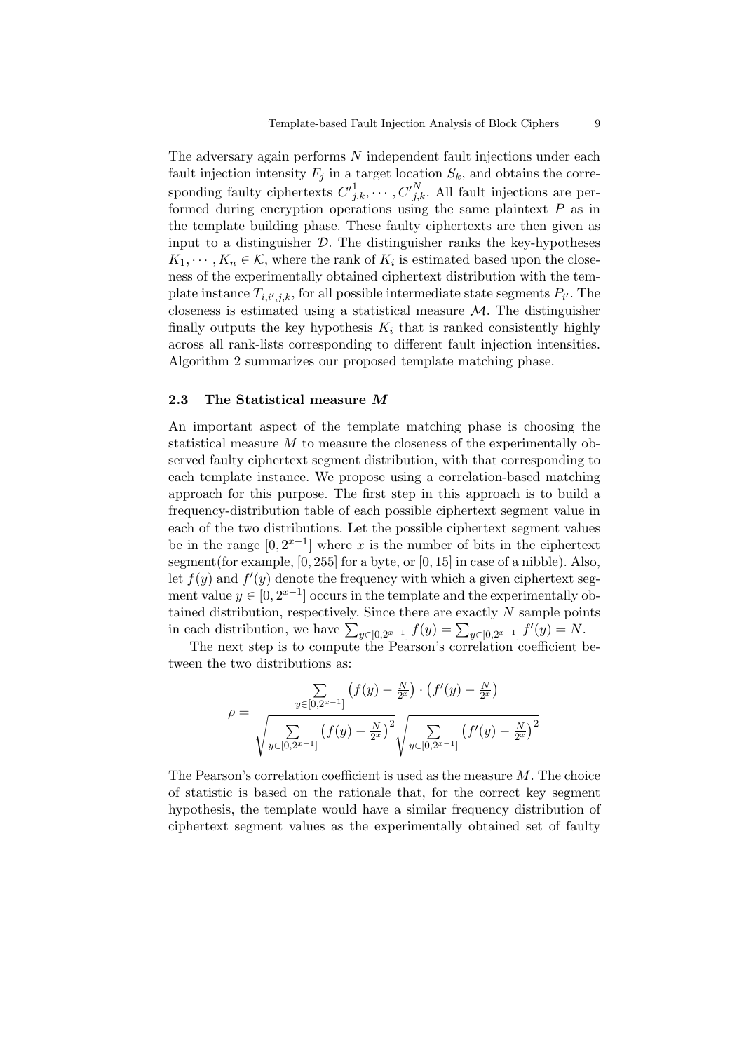The adversary again performs $N$ independent fault injections under each fault injection intensity $F_j$ in a target location $S_k$, and obtains the corresponding faulty ciphertexts ${C'}^1_{j,k}, \cdots, {C'}^N_{j,k}$. All fault injections are performed during encryption operations using the same plaintext $P$ as in the template building phase. These faulty ciphertexts are then given as input to a distinguisher $\mathcal{D}$. The distinguisher ranks the key-hypotheses $K_1, \cdots, K_n \in \mathcal{K}$, where the rank of $K_i$ is estimated based upon the closeness of the experimentally obtained ciphertext distribution with the template instance $T_{i,i',j,k}$, for all possible intermediate state segments $P_{i'}$. The closeness is estimated using a statistical measure $\mathcal{M}$. The distinguisher finally outputs the key hypothesis $K_i$ that is ranked consistently highly across all rank-lists corresponding to different fault injection intensities. Algorithm 2 summarizes our proposed template matching phase.

### 2.3 The Statistical measure $M$

An important aspect of the template matching phase is choosing the statistical measure $M$ to measure the closeness of the experimentally observed faulty ciphertext segment distribution, with that corresponding to each template instance. We propose using a correlation-based matching approach for this purpose. The first step in this approach is to build a frequency-distribution table of each possible ciphertext segment value in each of the two distributions. Let the possible ciphertext segment values be in the range $[0, 2^{x-1}]$ where $x$ is the number of bits in the ciphertext segment(for example, $[0, 255]$ for a byte, or $[0, 15]$ in case of a nibble). Also, let $f(y)$ and $f'(y)$ denote the frequency with which a given ciphertext segment value $y \in [0, 2^{x-1}]$ occurs in the template and the experimentally obtained distribution, respectively. Since there are exactly $N$ sample points in each distribution, we have $\sum_{y \in [0,2^{x-1}]} f(y) = \sum_{y \in [0,2^{x-1}]} f'(y) = N$.

The next step is to compute the Pearson's correlation coefficient between the two distributions as:

$$\rho = \frac{\sum_{y \in [0,2^{x-1}]} \left(f(y) - \frac{N}{2^x}\right) \cdot \left(f'(y) - \frac{N}{2^x}\right)}{\sqrt{\sum_{y \in [0,2^{x-1}]} \left(f(y) - \frac{N}{2^x}\right)^2} \sqrt{\sum_{y \in [0,2^{x-1}]} \left(f'(y) - \frac{N}{2^x}\right)^2}}$$

The Pearson's correlation coefficient is used as the measure $M$. The choice of statistic is based on the rationale that, for the correct key segment hypothesis, the template would have a similar frequency distribution of ciphertext segment values as the experimentally obtained set of faulty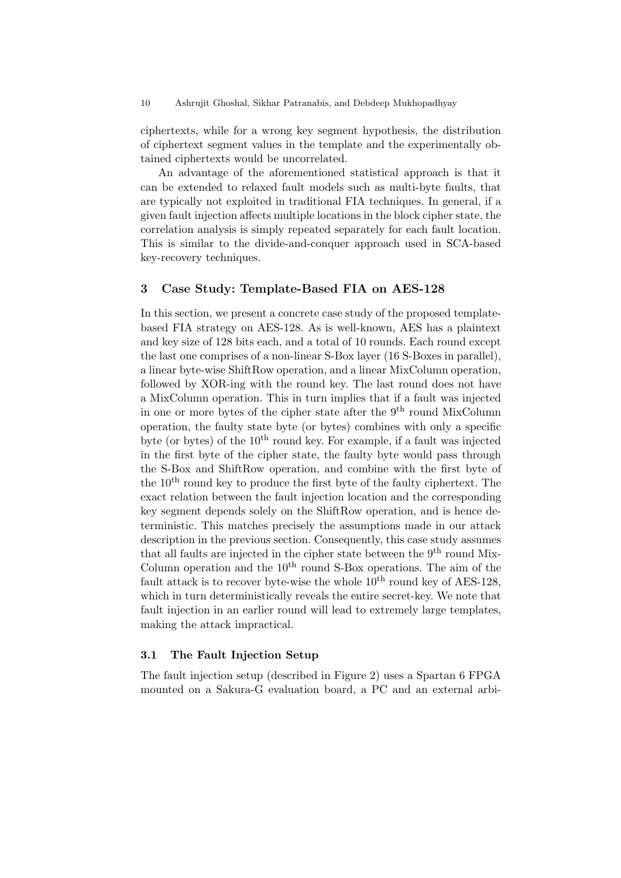ciphertexts, while for a wrong key segment hypothesis, the distribution of ciphertext segment values in the template and the experimentally obtained ciphertexts would be uncorrelated.

An advantage of the aforementioned statistical approach is that it can be extended to relaxed fault models such as multi-byte faults, that are typically not exploited in traditional FIA techniques. In general, if a given fault injection affects multiple locations in the block cipher state, the correlation analysis is simply repeated separately for each fault location. This is similar to the divide-and-conquer approach used in SCA-based key-recovery techniques.

## 3 Case Study: Template-Based FIA on AES-128

In this section, we present a concrete case study of the proposed template-based FIA strategy on AES-128. As is well-known, AES has a plaintext and key size of 128 bits each, and a total of 10 rounds. Each round except the last one comprises of a non-linear S-Box layer (16 S-Boxes in parallel), a linear byte-wise ShiftRow operation, and a linear MixColumn operation, followed by XOR-ing with the round key. The last round does not have a MixColumn operation. This in turn implies that if a fault was injected in one or more bytes of the cipher state after the 9$^{th}$ round MixColumn operation, the faulty state byte (or bytes) combines with only a specific byte (or bytes) of the 10$^{th}$ round key. For example, if a fault was injected in the first byte of the cipher state, the faulty byte would pass through the S-Box and ShiftRow operation, and combine with the first byte of the 10$^{th}$ round key to produce the first byte of the faulty ciphertext. The exact relation between the fault injection location and the corresponding key segment depends solely on the ShiftRow operation, and is hence deterministic. This matches precisely the assumptions made in our attack description in the previous section. Consequently, this case study assumes that all faults are injected in the cipher state between the 9$^{th}$ round MixColumn operation and the 10$^{th}$ round S-Box operations. The aim of the fault attack is to recover byte-wise the whole 10$^{th}$ round key of AES-128, which in turn deterministically reveals the entire secret-key. We note that fault injection in an earlier round will lead to extremely large templates, making the attack impractical.

### 3.1 The Fault Injection Setup

The fault injection setup (described in Figure 2) uses a Spartan 6 FPGA mounted on a Sakura-G evaluation board, a PC and an external arbi-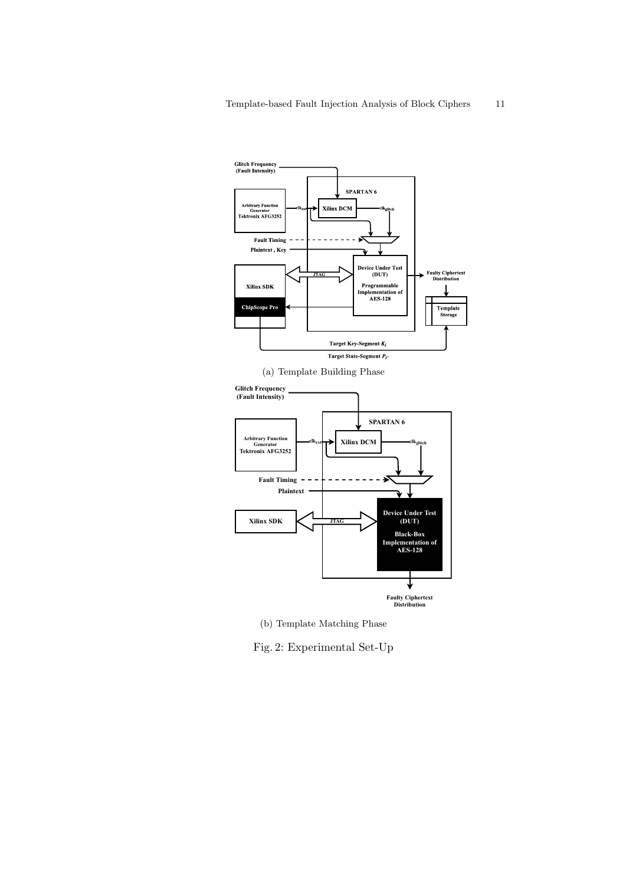(a) Template Building Phase

(b) Template Matching Phase

Fig. 2: Experimental Set-Up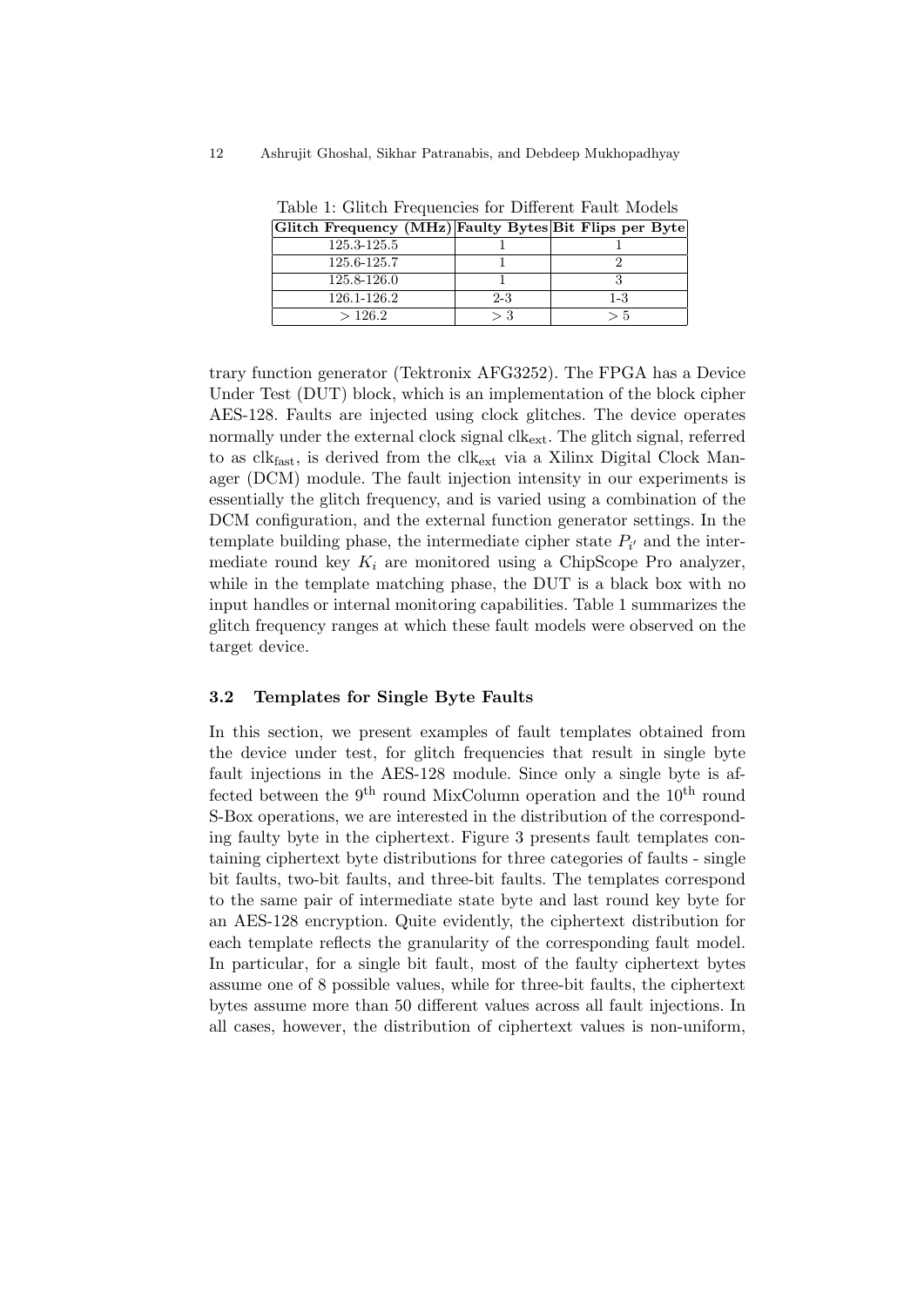Table 1: Glitch Frequencies for Different Fault Models

| Glitch Frequency (MHz) | Faulty Bytes | Bit Flips per Byte |
|---|---|---|
| 125.3-125.5 | 1 | 1 |
| 125.6-125.7 | 1 | 2 |
| 125.8-126.0 | 1 | 3 |
| 126.1-126.2 | 2-3 | 1-3 |
| $> 126.2$ | $> 3$ | $> 5$ |

trary function generator (Tektronix AFG3252). The FPGA has a Device Under Test (DUT) block, which is an implementation of the block cipher AES-128. Faults are injected using clock glitches. The device operates normally under the external clock signal $\text{clk}_{\text{ext}}$. The glitch signal, referred to as $\text{clk}_{\text{fast}}$, is derived from the $\text{clk}_{\text{ext}}$ via a Xilinx Digital Clock Manager (DCM) module. The fault injection intensity in our experiments is essentially the glitch frequency, and is varied using a combination of the DCM configuration, and the external function generator settings. In the template building phase, the intermediate cipher state $P_{i'}$ and the intermediate round key $K_i$ are monitored using a ChipScope Pro analyzer, while in the template matching phase, the DUT is a black box with no input handles or internal monitoring capabilities. Table 1 summarizes the glitch frequency ranges at which these fault models were observed on the target device.

### 3.2 Templates for Single Byte Faults

In this section, we present examples of fault templates obtained from the device under test, for glitch frequencies that result in single byte fault injections in the AES-128 module. Since only a single byte is affected between the $9^{\text{th}}$ round MixColumn operation and the $10^{\text{th}}$ round S-Box operations, we are interested in the distribution of the corresponding faulty byte in the ciphertext. Figure 3 presents fault templates containing ciphertext byte distributions for three categories of faults - single bit faults, two-bit faults, and three-bit faults. The templates correspond to the same pair of intermediate state byte and last round key byte for an AES-128 encryption. Quite evidently, the ciphertext distribution for each template reflects the granularity of the corresponding fault model. In particular, for a single bit fault, most of the faulty ciphertext bytes assume one of 8 possible values, while for three-bit faults, the ciphertext bytes assume more than 50 different values across all fault injections. In all cases, however, the distribution of ciphertext values is non-uniform,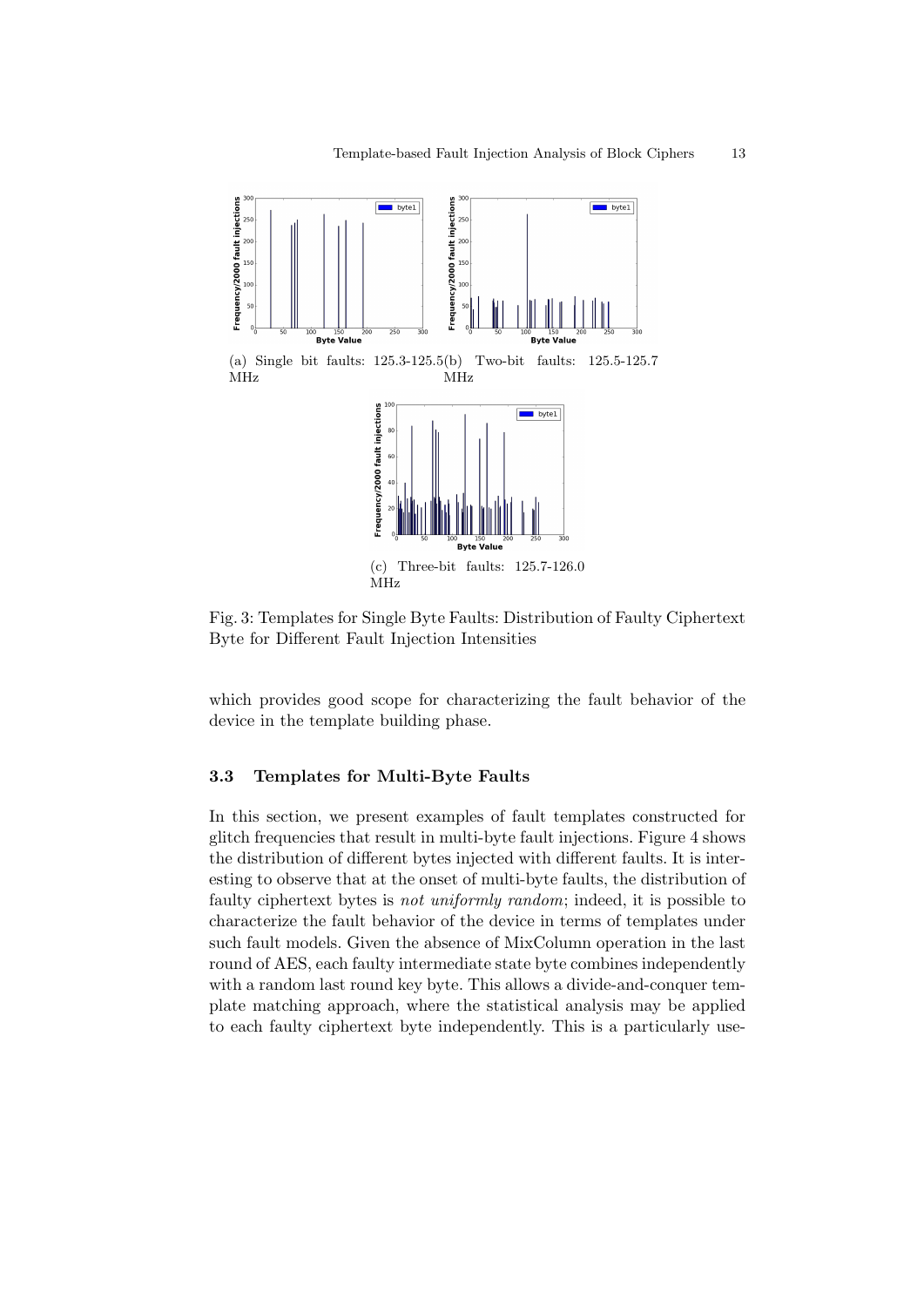(a) Single bit faults: 125.3-125.5 MHz

(b) Two-bit faults: 125.5-125.7 MHz

(c) Three-bit faults: 125.7-126.0 MHz

Fig. 3: Templates for Single Byte Faults: Distribution of Faulty Ciphertext Byte for Different Fault Injection Intensities

which provides good scope for characterizing the fault behavior of the device in the template building phase.

### 3.3 Templates for Multi-Byte Faults

In this section, we present examples of fault templates constructed for glitch frequencies that result in multi-byte fault injections. Figure 4 shows the distribution of different bytes injected with different faults. It is interesting to observe that at the onset of multi-byte faults, the distribution of faulty ciphertext bytes is *not uniformly random*; indeed, it is possible to characterize the fault behavior of the device in terms of templates under such fault models. Given the absence of MixColumn operation in the last round of AES, each faulty intermediate state byte combines independently with a random last round key byte. This allows a divide-and-conquer template matching approach, where the statistical analysis may be applied to each faulty ciphertext byte independently. This is a particularly use-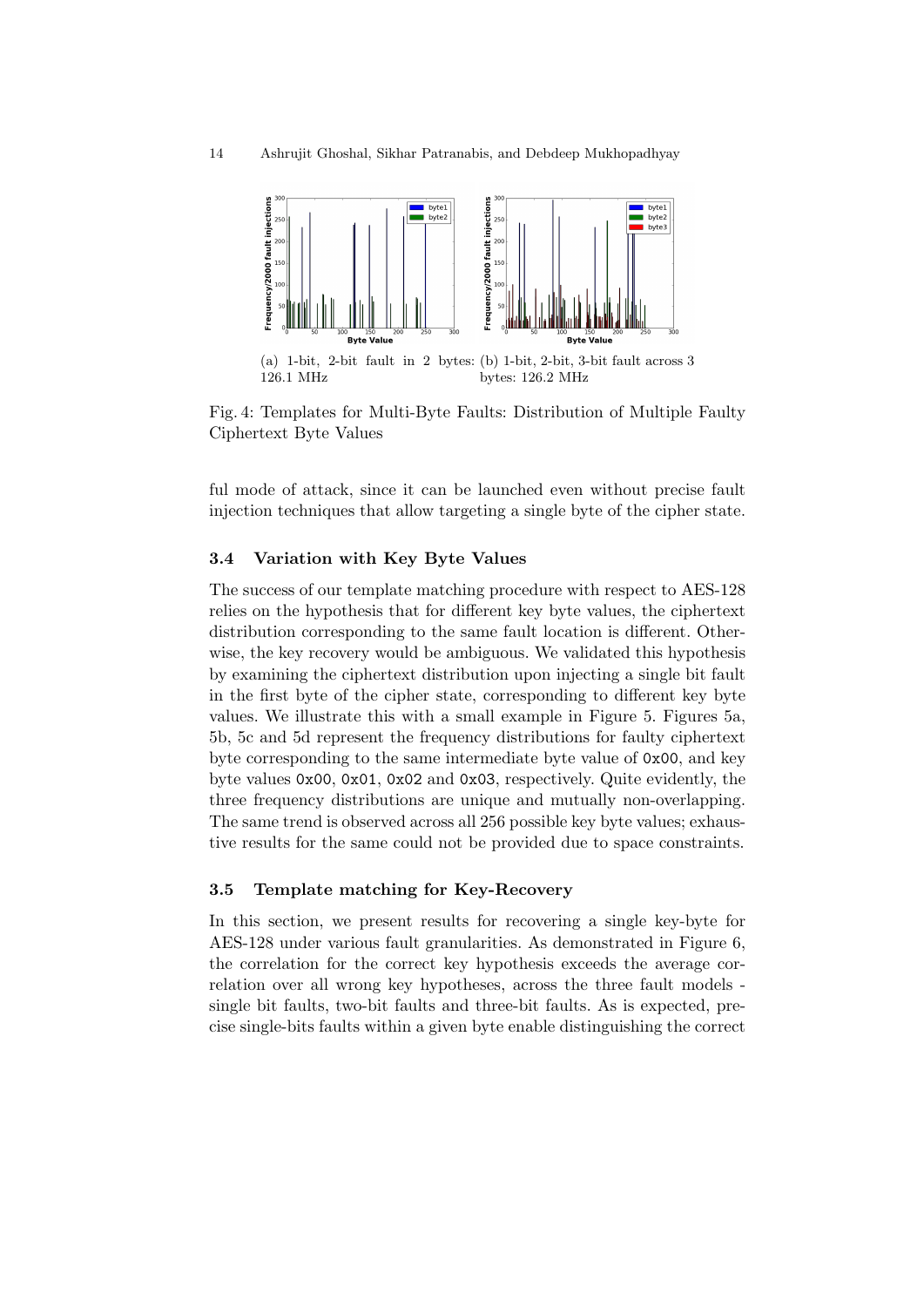(a) 1-bit, 2-bit fault in 2 bytes: 126.1 MHz

(b) 1-bit, 2-bit, 3-bit fault across 3 bytes: 126.2 MHz

Fig. 4: Templates for Multi-Byte Faults: Distribution of Multiple Faulty Ciphertext Byte Values

ful mode of attack, since it can be launched even without precise fault injection techniques that allow targeting a single byte of the cipher state.

### 3.4 Variation with Key Byte Values

The success of our template matching procedure with respect to AES-128 relies on the hypothesis that for different key byte values, the ciphertext distribution corresponding to the same fault location is different. Otherwise, the key recovery would be ambiguous. We validated this hypothesis by examining the ciphertext distribution upon injecting a single bit fault in the first byte of the cipher state, corresponding to different key byte values. We illustrate this with a small example in Figure 5. Figures 5a, 5b, 5c and 5d represent the frequency distributions for faulty ciphertext byte corresponding to the same intermediate byte value of `0x00`, and key byte values `0x00`, `0x01`, `0x02` and `0x03`, respectively. Quite evidently, the three frequency distributions are unique and mutually non-overlapping. The same trend is observed across all 256 possible key byte values; exhaustive results for the same could not be provided due to space constraints.

### 3.5 Template matching for Key-Recovery

In this section, we present results for recovering a single key-byte for AES-128 under various fault granularities. As demonstrated in Figure 6, the correlation for the correct key hypothesis exceeds the average correlation over all wrong key hypotheses, across the three fault models - single bit faults, two-bit faults and three-bit faults. As is expected, precise single-bits faults within a given byte enable distinguishing the correct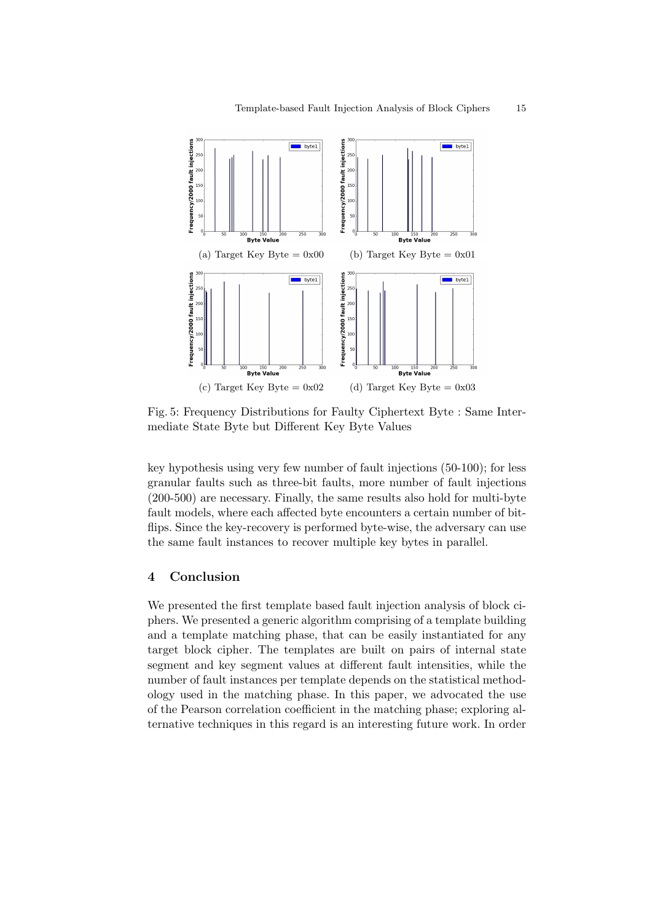(a) Target Key Byte = 0x00

(b) Target Key Byte = 0x01

(c) Target Key Byte = 0x02

(d) Target Key Byte = 0x03

Fig. 5: Frequency Distributions for Faulty Ciphertext Byte : Same Intermediate State Byte but Different Key Byte Values

key hypothesis using very few number of fault injections (50-100); for less granular faults such as three-bit faults, more number of fault injections (200-500) are necessary. Finally, the same results also hold for multi-byte fault models, where each affected byte encounters a certain number of bit-flips. Since the key-recovery is performed byte-wise, the adversary can use the same fault instances to recover multiple key bytes in parallel.

## 4 Conclusion

We presented the first template based fault injection analysis of block ciphers. We presented a generic algorithm comprising of a template building and a template matching phase, that can be easily instantiated for any target block cipher. The templates are built on pairs of internal state segment and key segment values at different fault intensities, while the number of fault instances per template depends on the statistical methodology used in the matching phase. In this paper, we advocated the use of the Pearson correlation coefficient in the matching phase; exploring alternative techniques in this regard is an interesting future work. In order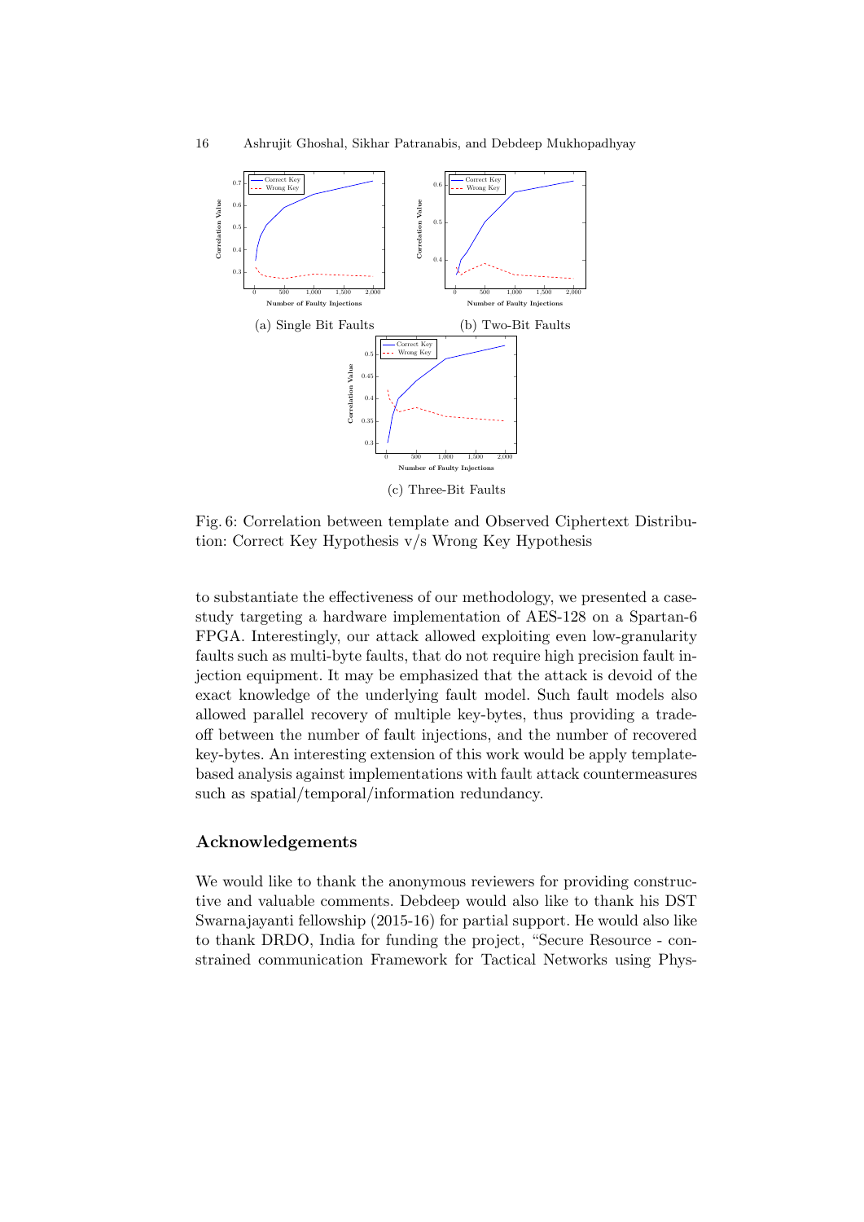(a) Single Bit Faults

(b) Two-Bit Faults

(c) Three-Bit Faults

Fig. 6: Correlation between template and Observed Ciphertext Distribution: Correct Key Hypothesis v/s Wrong Key Hypothesis

to substantiate the effectiveness of our methodology, we presented a case-study targeting a hardware implementation of AES-128 on a Spartan-6 FPGA. Interestingly, our attack allowed exploiting even low-granularity faults such as multi-byte faults, that do not require high precision fault injection equipment. It may be emphasized that the attack is devoid of the exact knowledge of the underlying fault model. Such fault models also allowed parallel recovery of multiple key-bytes, thus providing a trade-off between the number of fault injections, and the number of recovered key-bytes. An interesting extension of this work would be apply template-based analysis against implementations with fault attack countermeasures such as spatial/temporal/information redundancy.

## Acknowledgements

We would like to thank the anonymous reviewers for providing constructive and valuable comments. Debdeep would also like to thank his DST Swarnajayanti fellowship (2015-16) for partial support. He would also like to thank DRDO, India for funding the project, "Secure Resource - constrained communication Framework for Tactical Networks using Phys-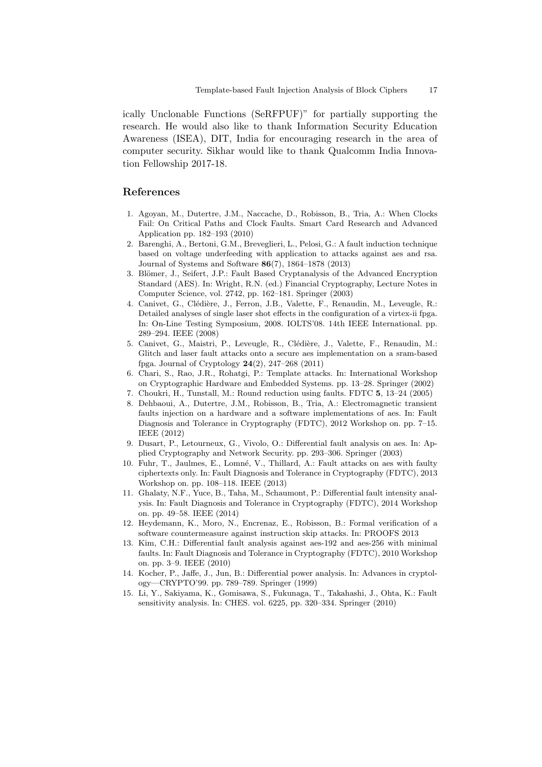ically Unclonable Functions (SeRFPUF)" for partially supporting the research. He would also like to thank Information Security Education Awareness (ISEA), DIT, India for encouraging research in the area of computer security. Sikhar would like to thank Qualcomm India Innovation Fellowship 2017-18.

## References

1. Agoyan, M., Dutertre, J.M., Naccache, D., Robisson, B., Tria, A.: When Clocks Fail: On Critical Paths and Clock Faults. Smart Card Research and Advanced Application pp. 182–193 (2010)
2. Barenghi, A., Bertoni, G.M., Breveglieri, L., Pelosi, G.: A fault induction technique based on voltage underfeeding with application to attacks against aes and rsa. Journal of Systems and Software **86**(7), 1864–1878 (2013)
3. Blömer, J., Seifert, J.P.: Fault Based Cryptanalysis of the Advanced Encryption Standard (AES). In: Wright, R.N. (ed.) Financial Cryptography, Lecture Notes in Computer Science, vol. 2742, pp. 162–181. Springer (2003)
4. Canivet, G., Clédière, J., Ferron, J.B., Valette, F., Renaudin, M., Leveugle, R.: Detailed analyses of single laser shot effects in the configuration of a virtex-ii fpga. In: On-Line Testing Symposium, 2008. IOLTS'08. 14th IEEE International. pp. 289–294. IEEE (2008)
5. Canivet, G., Maistri, P., Leveugle, R., Clédière, J., Valette, F., Renaudin, M.: Glitch and laser fault attacks onto a secure aes implementation on a sram-based fpga. Journal of Cryptology **24**(2), 247–268 (2011)
6. Chari, S., Rao, J.R., Rohatgi, P.: Template attacks. In: International Workshop on Cryptographic Hardware and Embedded Systems. pp. 13–28. Springer (2002)
7. Choukri, H., Tunstall, M.: Round reduction using faults. FDTC **5**, 13–24 (2005)
8. Dehbaoui, A., Dutertre, J.M., Robisson, B., Tria, A.: Electromagnetic transient faults injection on a hardware and a software implementations of aes. In: Fault Diagnosis and Tolerance in Cryptography (FDTC), 2012 Workshop on. pp. 7–15. IEEE (2012)
9. Dusart, P., Letourneux, G., Vivolo, O.: Differential fault analysis on aes. In: Applied Cryptography and Network Security. pp. 293–306. Springer (2003)
10. Fuhr, T., Jaulmes, E., Lomné, V., Thillard, A.: Fault attacks on aes with faulty ciphertexts only. In: Fault Diagnosis and Tolerance in Cryptography (FDTC), 2013 Workshop on. pp. 108–118. IEEE (2013)
11. Ghalaty, N.F., Yuce, B., Taha, M., Schaumont, P.: Differential fault intensity analysis. In: Fault Diagnosis and Tolerance in Cryptography (FDTC), 2014 Workshop on. pp. 49–58. IEEE (2014)
12. Heydemann, K., Moro, N., Encrenaz, E., Robisson, B.: Formal verification of a software countermeasure against instruction skip attacks. In: PROOFS 2013
13. Kim, C.H.: Differential fault analysis against aes-192 and aes-256 with minimal faults. In: Fault Diagnosis and Tolerance in Cryptography (FDTC), 2010 Workshop on. pp. 3–9. IEEE (2010)
14. Kocher, P., Jaffe, J., Jun, B.: Differential power analysis. In: Advances in cryptology—CRYPTO'99. pp. 789–789. Springer (1999)
15. Li, Y., Sakiyama, K., Gomisawa, S., Fukunaga, T., Takahashi, J., Ohta, K.: Fault sensitivity analysis. In: CHES. vol. 6225, pp. 320–334. Springer (2010)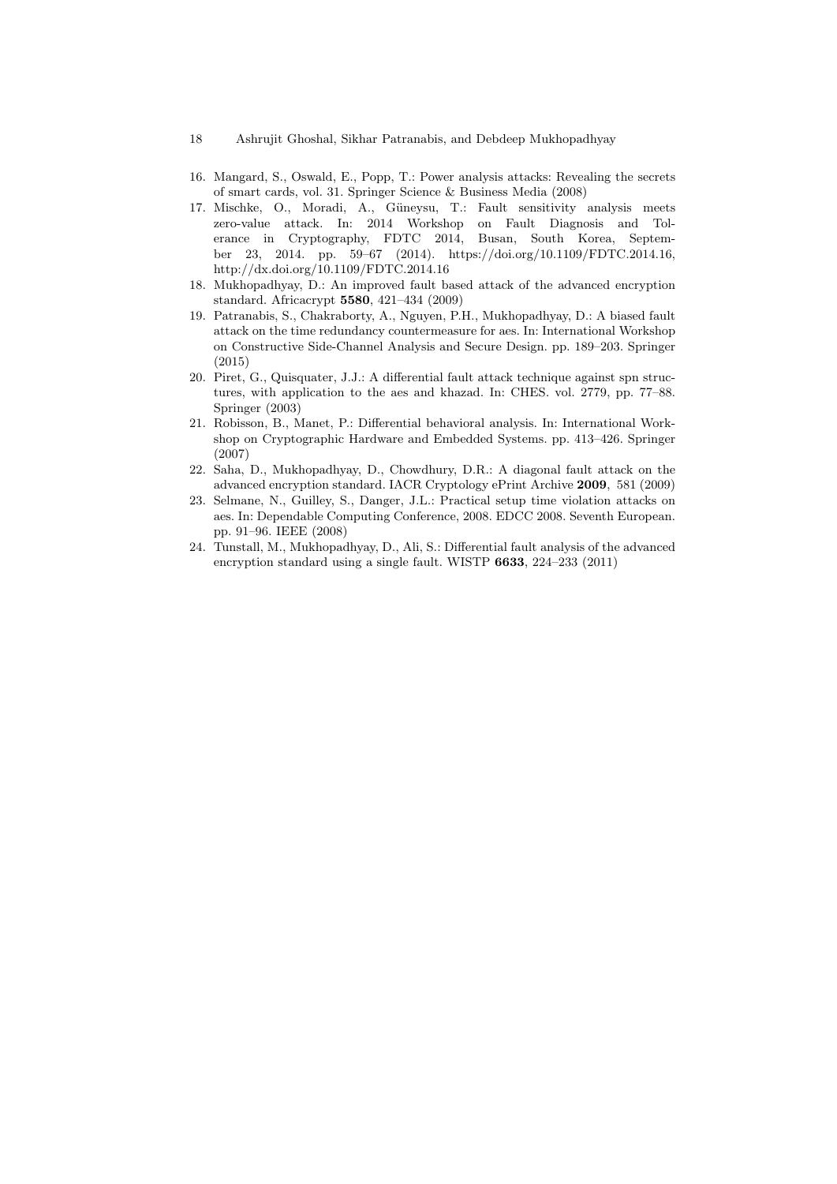16. Mangard, S., Oswald, E., Popp, T.: Power analysis attacks: Revealing the secrets of smart cards, vol. 31. Springer Science & Business Media (2008)
17. Mischke, O., Moradi, A., Güneysu, T.: Fault sensitivity analysis meets zero-value attack. In: 2014 Workshop on Fault Diagnosis and Tolerance in Cryptography, FDTC 2014, Busan, South Korea, September 23, 2014. pp. 59–67 (2014). https://doi.org/10.1109/FDTC.2014.16, http://dx.doi.org/10.1109/FDTC.2014.16
18. Mukhopadhyay, D.: An improved fault based attack of the advanced encryption standard. Africacrypt **5580**, 421–434 (2009)
19. Patranabis, S., Chakraborty, A., Nguyen, P.H., Mukhopadhyay, D.: A biased fault attack on the time redundancy countermeasure for aes. In: International Workshop on Constructive Side-Channel Analysis and Secure Design. pp. 189–203. Springer (2015)
20. Piret, G., Quisquater, J.J.: A differential fault attack technique against spn structures, with application to the aes and khazad. In: CHES. vol. 2779, pp. 77–88. Springer (2003)
21. Robisson, B., Manet, P.: Differential behavioral analysis. In: International Workshop on Cryptographic Hardware and Embedded Systems. pp. 413–426. Springer (2007)
22. Saha, D., Mukhopadhyay, D., Chowdhury, D.R.: A diagonal fault attack on the advanced encryption standard. IACR Cryptology ePrint Archive **2009**, 581 (2009)
23. Selmane, N., Guilley, S., Danger, J.L.: Practical setup time violation attacks on aes. In: Dependable Computing Conference, 2008. EDCC 2008. Seventh European. pp. 91–96. IEEE (2008)
24. Tunstall, M., Mukhopadhyay, D., Ali, S.: Differential fault analysis of the advanced encryption standard using a single fault. WISTP **6633**, 224–233 (2011)